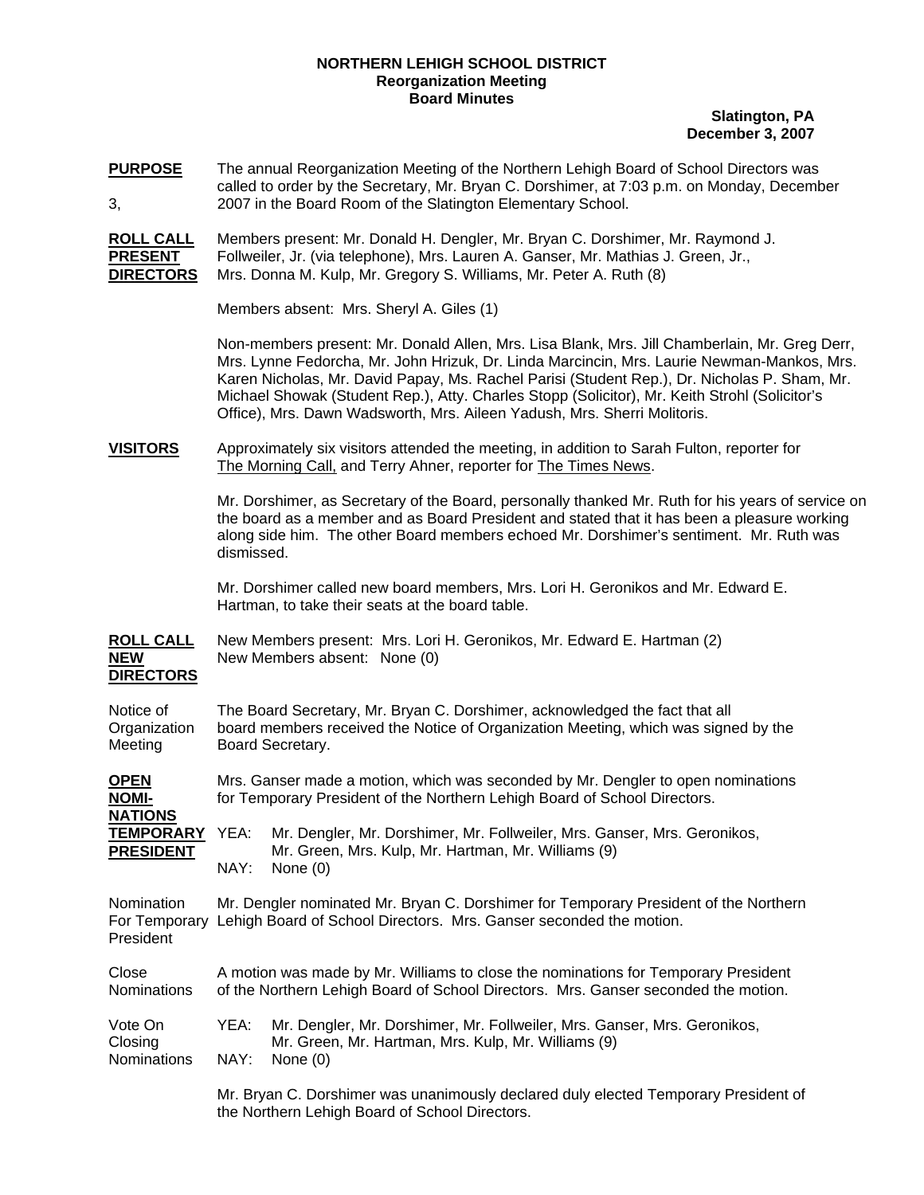**NORTHERN LEHIGH SCHOOL DISTRICT**
**Reorganization Meeting**
**Board Minutes**

**Slatington, PA**
**December 3, 2007**

**PURPOSE** The annual Reorganization Meeting of the Northern Lehigh Board of School Directors was called to order by the Secretary, Mr. Bryan C. Dorshimer, at 7:03 p.m. on Monday, December 3, 2007 in the Board Room of the Slatington Elementary School.

**ROLL CALL PRESENT DIRECTORS** Members present: Mr. Donald H. Dengler, Mr. Bryan C. Dorshimer, Mr. Raymond J. Follweiler, Jr. (via telephone), Mrs. Lauren A. Ganser, Mr. Mathias J. Green, Jr., Mrs. Donna M. Kulp, Mr. Gregory S. Williams, Mr. Peter A. Ruth (8)

Members absent: Mrs. Sheryl A. Giles (1)

Non-members present: Mr. Donald Allen, Mrs. Lisa Blank, Mrs. Jill Chamberlain, Mr. Greg Derr, Mrs. Lynne Fedorcha, Mr. John Hrizuk, Dr. Linda Marcincin, Mrs. Laurie Newman-Mankos, Mrs. Karen Nicholas, Mr. David Papay, Ms. Rachel Parisi (Student Rep.), Dr. Nicholas P. Sham, Mr. Michael Showak (Student Rep.), Atty. Charles Stopp (Solicitor), Mr. Keith Strohl (Solicitor's Office), Mrs. Dawn Wadsworth, Mrs. Aileen Yadush, Mrs. Sherri Molitoris.

**VISITORS** Approximately six visitors attended the meeting, in addition to Sarah Fulton, reporter for The Morning Call, and Terry Ahner, reporter for The Times News.

Mr. Dorshimer, as Secretary of the Board, personally thanked Mr. Ruth for his years of service on the board as a member and as Board President and stated that it has been a pleasure working along side him. The other Board members echoed Mr. Dorshimer's sentiment. Mr. Ruth was dismissed.

Mr. Dorshimer called new board members, Mrs. Lori H. Geronikos and Mr. Edward E. Hartman, to take their seats at the board table.

**ROLL CALL NEW DIRECTORS** New Members present: Mrs. Lori H. Geronikos, Mr. Edward E. Hartman (2)
New Members absent: None (0)

Notice of Organization Meeting — The Board Secretary, Mr. Bryan C. Dorshimer, acknowledged the fact that all board members received the Notice of Organization Meeting, which was signed by the Board Secretary.

**OPEN NOMI-NATIONS TEMPORARY PRESIDENT** Mrs. Ganser made a motion, which was seconded by Mr. Dengler to open nominations for Temporary President of the Northern Lehigh Board of School Directors.

YEA: Mr. Dengler, Mr. Dorshimer, Mr. Follweiler, Mrs. Ganser, Mrs. Geronikos, Mr. Green, Mrs. Kulp, Mr. Hartman, Mr. Williams (9)
NAY: None (0)

Nomination For Temporary President — Mr. Dengler nominated Mr. Bryan C. Dorshimer for Temporary President of the Northern Lehigh Board of School Directors. Mrs. Ganser seconded the motion.

Close Nominations — A motion was made by Mr. Williams to close the nominations for Temporary President of the Northern Lehigh Board of School Directors. Mrs. Ganser seconded the motion.

Vote On Closing Nominations
YEA: Mr. Dengler, Mr. Dorshimer, Mr. Follweiler, Mrs. Ganser, Mrs. Geronikos, Mr. Green, Mr. Hartman, Mrs. Kulp, Mr. Williams (9)
NAY: None (0)

Mr. Bryan C. Dorshimer was unanimously declared duly elected Temporary President of the Northern Lehigh Board of School Directors.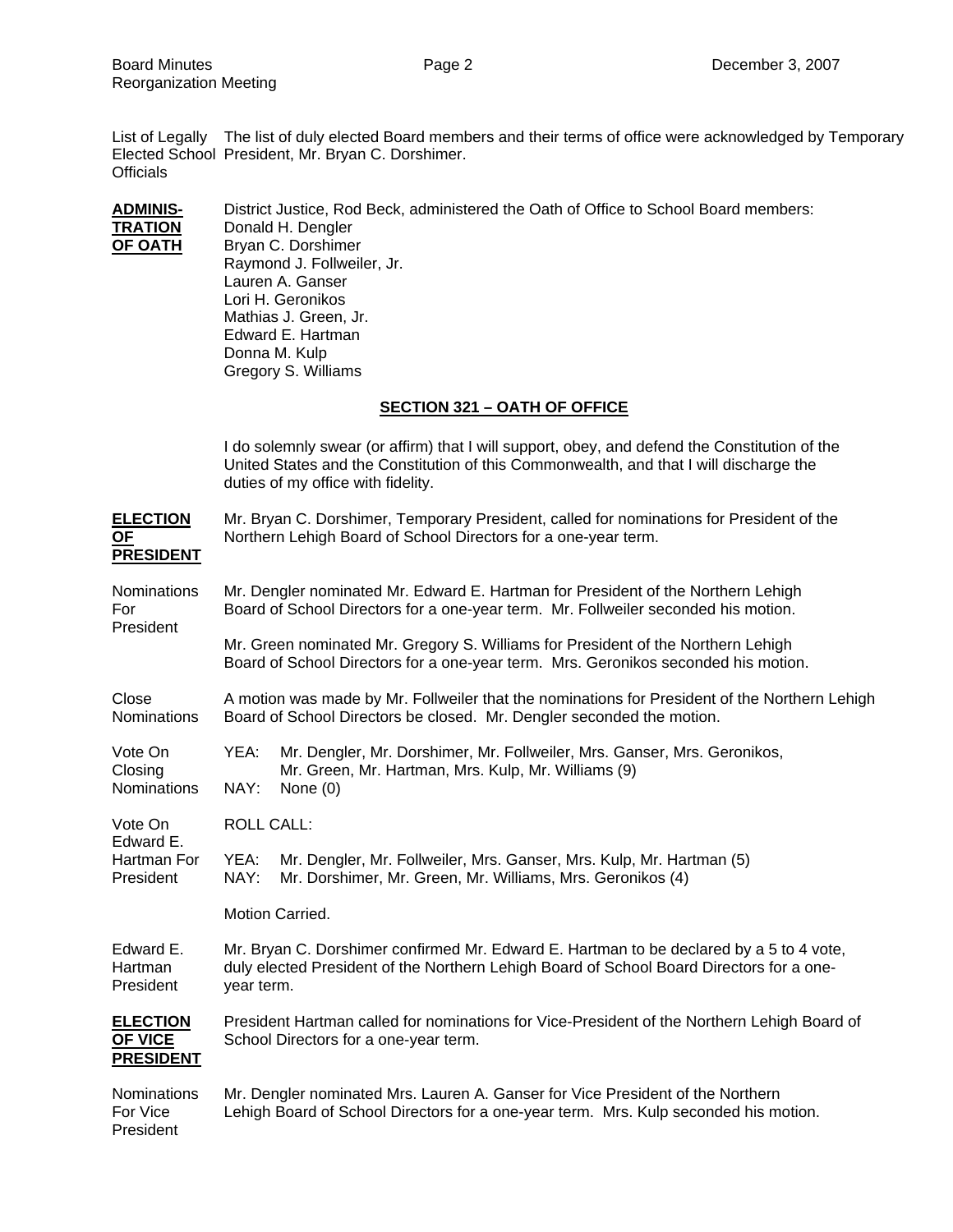List of Legally Elected School Officials — The list of duly elected Board members and their terms of office were acknowledged by Temporary President, Mr. Bryan C. Dorshimer.

**ADMINISTRATION OF OATH** — District Justice, Rod Beck, administered the Oath of Office to School Board members:

Donald H. Dengler
Bryan C. Dorshimer
Raymond J. Follweiler, Jr.
Lauren A. Ganser
Lori H. Geronikos
Mathias J. Green, Jr.
Edward E. Hartman
Donna M. Kulp
Gregory S. Williams

## SECTION 321 – OATH OF OFFICE

I do solemnly swear (or affirm) that I will support, obey, and defend the Constitution of the United States and the Constitution of this Commonwealth, and that I will discharge the duties of my office with fidelity.

**ELECTION OF PRESIDENT** — Mr. Bryan C. Dorshimer, Temporary President, called for nominations for President of the Northern Lehigh Board of School Directors for a one-year term.

Nominations For President — Mr. Dengler nominated Mr. Edward E. Hartman for President of the Northern Lehigh Board of School Directors for a one-year term. Mr. Follweiler seconded his motion.

Mr. Green nominated Mr. Gregory S. Williams for President of the Northern Lehigh Board of School Directors for a one-year term. Mrs. Geronikos seconded his motion.

Close Nominations — A motion was made by Mr. Follweiler that the nominations for President of the Northern Lehigh Board of School Directors be closed. Mr. Dengler seconded the motion.

Vote On Closing Nominations —
YEA: Mr. Dengler, Mr. Dorshimer, Mr. Follweiler, Mrs. Ganser, Mrs. Geronikos, Mr. Green, Mr. Hartman, Mrs. Kulp, Mr. Williams (9)
NAY: None (0)

Vote On Edward E. Hartman For President — ROLL CALL:
YEA: Mr. Dengler, Mr. Follweiler, Mrs. Ganser, Mrs. Kulp, Mr. Hartman (5)
NAY: Mr. Dorshimer, Mr. Green, Mr. Williams, Mrs. Geronikos (4)

Motion Carried.

Edward E. Hartman President — Mr. Bryan C. Dorshimer confirmed Mr. Edward E. Hartman to be declared by a 5 to 4 vote, duly elected President of the Northern Lehigh Board of School Board Directors for a one-year term.

**ELECTION OF VICE PRESIDENT** — President Hartman called for nominations for Vice-President of the Northern Lehigh Board of School Directors for a one-year term.

Nominations For Vice President — Mr. Dengler nominated Mrs. Lauren A. Ganser for Vice President of the Northern Lehigh Board of School Directors for a one-year term. Mrs. Kulp seconded his motion.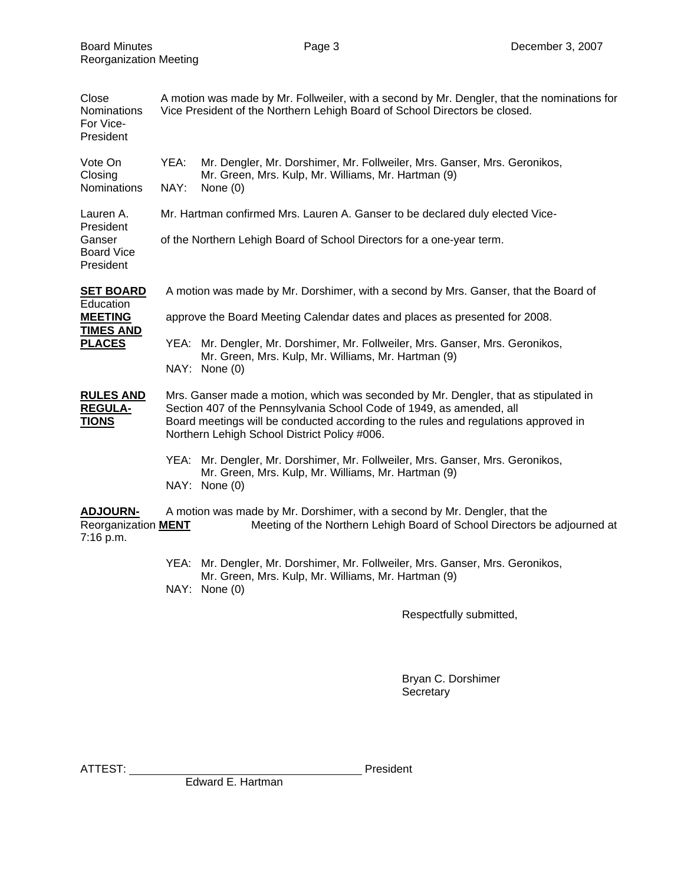Close Nominations For Vice-President

A motion was made by Mr. Follweiler, with a second by Mr. Dengler, that the nominations for Vice President of the Northern Lehigh Board of School Directors be closed.

Vote On Closing Nominations

YEA: Mr. Dengler, Mr. Dorshimer, Mr. Follweiler, Mrs. Ganser, Mrs. Geronikos, Mr. Green, Mrs. Kulp, Mr. Williams, Mr. Hartman (9)
NAY: None (0)

Lauren A. Ganser Board Vice President

Mr. Hartman confirmed Mrs. Lauren A. Ganser to be declared duly elected Vice-President of the Northern Lehigh Board of School Directors for a one-year term.

**SET BOARD** Education **MEETING TIMES AND PLACES**

A motion was made by Mr. Dorshimer, with a second by Mrs. Ganser, that the Board of Education approve the Board Meeting Calendar dates and places as presented for 2008.

YEA: Mr. Dengler, Mr. Dorshimer, Mr. Follweiler, Mrs. Ganser, Mrs. Geronikos, Mr. Green, Mrs. Kulp, Mr. Williams, Mr. Hartman (9)
NAY: None (0)

**RULES AND REGULA-TIONS**

Mrs. Ganser made a motion, which was seconded by Mr. Dengler, that as stipulated in Section 407 of the Pennsylvania School Code of 1949, as amended, all Board meetings will be conducted according to the rules and regulations approved in Northern Lehigh School District Policy #006.

YEA: Mr. Dengler, Mr. Dorshimer, Mr. Follweiler, Mrs. Ganser, Mrs. Geronikos, Mr. Green, Mrs. Kulp, Mr. Williams, Mr. Hartman (9)
NAY: None (0)

**ADJOURN-MENT**

A motion was made by Mr. Dorshimer, with a second by Mr. Dengler, that the Reorganization Meeting of the Northern Lehigh Board of School Directors be adjourned at 7:16 p.m.

YEA: Mr. Dengler, Mr. Dorshimer, Mr. Follweiler, Mrs. Ganser, Mrs. Geronikos, Mr. Green, Mrs. Kulp, Mr. Williams, Mr. Hartman (9)
NAY: None (0)

Respectfully submitted,

Bryan C. Dorshimer
Secretary

ATTEST: ______________________________ President
Edward E. Hartman